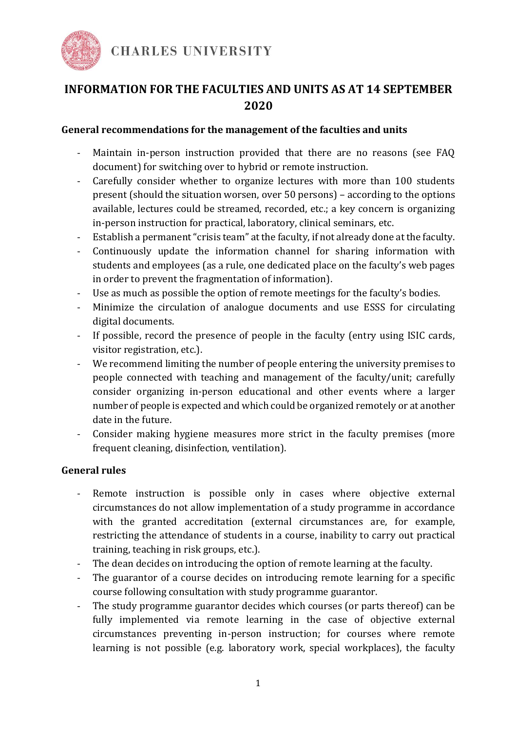# INFORMATION FOR THE FACULTIES AND UNITS AS AT 14 SEPTEMBER 2020

## General recommendations for the management of the faculties and units

- Maintain in-person instruction provided that there are no reasons (see FAQ document) for switching over to hybrid or remote instruction.
- Carefully consider whether to organize lectures with more than 100 students present (should the situation worsen, over 50 persons) – according to the options available, lectures could be streamed, recorded, etc.; a key concern is organizing in-person instruction for practical, laboratory, clinical seminars, etc.
- Establish a permanent "crisis team" at the faculty, if not already done at the faculty.
- Continuously update the information channel for sharing information with students and employees (as a rule, one dedicated place on the faculty's web pages in order to prevent the fragmentation of information).
- Use as much as possible the option of remote meetings for the faculty's bodies.
- Minimize the circulation of analogue documents and use ESSS for circulating digital documents.
- If possible, record the presence of people in the faculty (entry using ISIC cards, visitor registration, etc.).
- We recommend limiting the number of people entering the university premises to people connected with teaching and management of the faculty/unit; carefully consider organizing in-person educational and other events where a larger number of people is expected and which could be organized remotely or at another date in the future.
- Consider making hygiene measures more strict in the faculty premises (more frequent cleaning, disinfection, ventilation).

## General rules

- Remote instruction is possible only in cases where objective external circumstances do not allow implementation of a study programme in accordance with the granted accreditation (external circumstances are, for example, restricting the attendance of students in a course, inability to carry out practical training, teaching in risk groups, etc.).
- The dean decides on introducing the option of remote learning at the faculty.
- The guarantor of a course decides on introducing remote learning for a specific course following consultation with study programme guarantor.
- The study programme guarantor decides which courses (or parts thereof) can be fully implemented via remote learning in the case of objective external circumstances preventing in-person instruction; for courses where remote learning is not possible (e.g. laboratory work, special workplaces), the faculty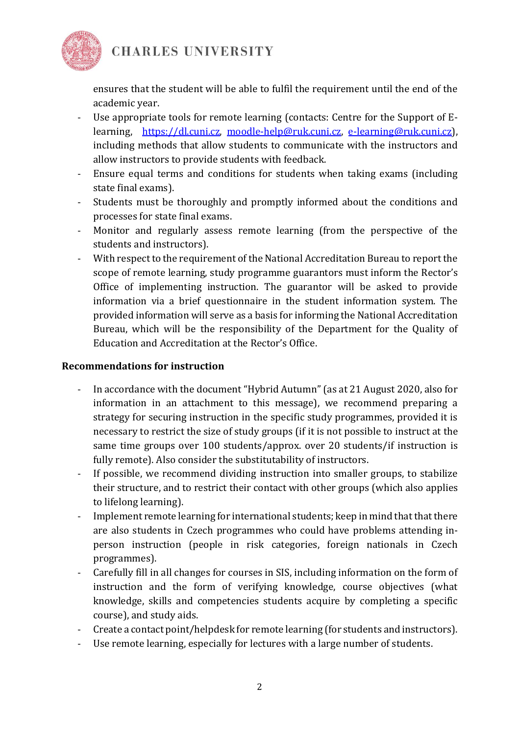ensures that the student will be able to fulfil the requirement until the end of the academic year.

- Use appropriate tools for remote learning (contacts: Centre for the Support of E-learning, https://dl.cuni.cz, moodle-help@ruk.cuni.cz, e-learning@ruk.cuni.cz), including methods that allow students to communicate with the instructors and allow instructors to provide students with feedback.
- Ensure equal terms and conditions for students when taking exams (including state final exams).
- Students must be thoroughly and promptly informed about the conditions and processes for state final exams.
- Monitor and regularly assess remote learning (from the perspective of the students and instructors).
- With respect to the requirement of the National Accreditation Bureau to report the scope of remote learning, study programme guarantors must inform the Rector's Office of implementing instruction. The guarantor will be asked to provide information via a brief questionnaire in the student information system. The provided information will serve as a basis for informing the National Accreditation Bureau, which will be the responsibility of the Department for the Quality of Education and Accreditation at the Rector's Office.

**Recommendations for instruction**

- In accordance with the document "Hybrid Autumn" (as at 21 August 2020, also for information in an attachment to this message), we recommend preparing a strategy for securing instruction in the specific study programmes, provided it is necessary to restrict the size of study groups (if it is not possible to instruct at the same time groups over 100 students/approx. over 20 students/if instruction is fully remote). Also consider the substitutability of instructors.
- If possible, we recommend dividing instruction into smaller groups, to stabilize their structure, and to restrict their contact with other groups (which also applies to lifelong learning).
- Implement remote learning for international students; keep in mind that that there are also students in Czech programmes who could have problems attending in-person instruction (people in risk categories, foreign nationals in Czech programmes).
- Carefully fill in all changes for courses in SIS, including information on the form of instruction and the form of verifying knowledge, course objectives (what knowledge, skills and competencies students acquire by completing a specific course), and study aids.
- Create a contact point/helpdesk for remote learning (for students and instructors).
- Use remote learning, especially for lectures with a large number of students.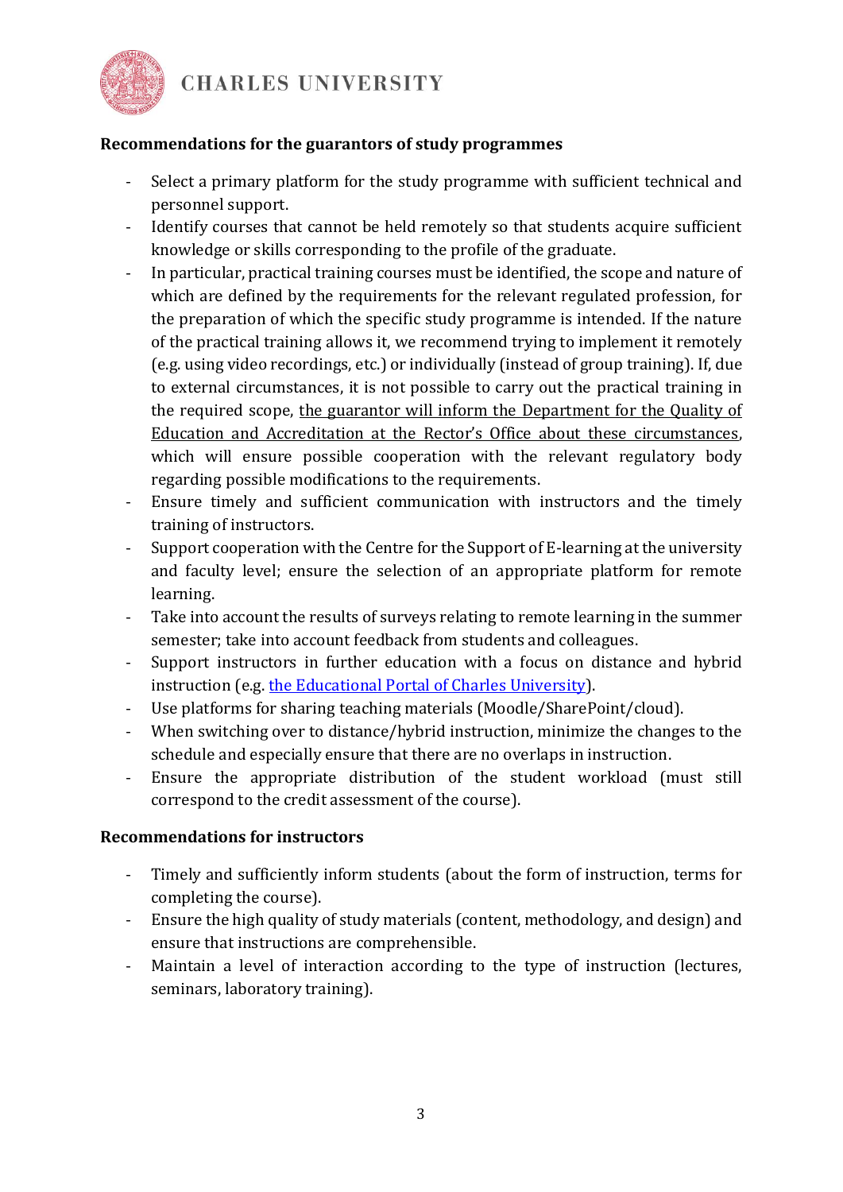**Recommendations for the guarantors of study programmes**

- Select a primary platform for the study programme with sufficient technical and personnel support.
- Identify courses that cannot be held remotely so that students acquire sufficient knowledge or skills corresponding to the profile of the graduate.
- In particular, practical training courses must be identified, the scope and nature of which are defined by the requirements for the relevant regulated profession, for the preparation of which the specific study programme is intended. If the nature of the practical training allows it, we recommend trying to implement it remotely (e.g. using video recordings, etc.) or individually (instead of group training). If, due to external circumstances, it is not possible to carry out the practical training in the required scope, the guarantor will inform the Department for the Quality of Education and Accreditation at the Rector's Office about these circumstances, which will ensure possible cooperation with the relevant regulatory body regarding possible modifications to the requirements.
- Ensure timely and sufficient communication with instructors and the timely training of instructors.
- Support cooperation with the Centre for the Support of E-learning at the university and faculty level; ensure the selection of an appropriate platform for remote learning.
- Take into account the results of surveys relating to remote learning in the summer semester; take into account feedback from students and colleagues.
- Support instructors in further education with a focus on distance and hybrid instruction (e.g. [the Educational Portal of Charles University]).
- Use platforms for sharing teaching materials (Moodle/SharePoint/cloud).
- When switching over to distance/hybrid instruction, minimize the changes to the schedule and especially ensure that there are no overlaps in instruction.
- Ensure the appropriate distribution of the student workload (must still correspond to the credit assessment of the course).

**Recommendations for instructors**

- Timely and sufficiently inform students (about the form of instruction, terms for completing the course).
- Ensure the high quality of study materials (content, methodology, and design) and ensure that instructions are comprehensible.
- Maintain a level of interaction according to the type of instruction (lectures, seminars, laboratory training).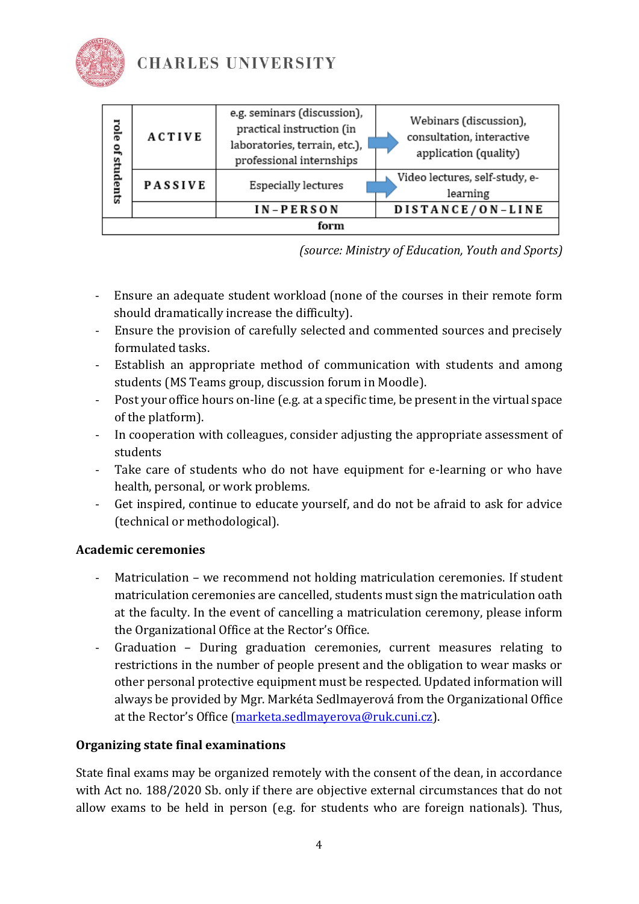| role of students | | IN-PERSON | | DISTANCE/ON-LINE |
|---|---|---|---|---|
| | ACTIVE | e.g. seminars (discussion), practical instruction (in laboratories, terrain, etc.), professional internships | → | Webinars (discussion), consultation, interactive application (quality) |
| | PASSIVE | Especially lectures | → | Video lectures, self-study, e-learning |
| | | **form** | | |

*(source: Ministry of Education, Youth and Sports)*

- Ensure an adequate student workload (none of the courses in their remote form should dramatically increase the difficulty).
- Ensure the provision of carefully selected and commented sources and precisely formulated tasks.
- Establish an appropriate method of communication with students and among students (MS Teams group, discussion forum in Moodle).
- Post your office hours on-line (e.g. at a specific time, be present in the virtual space of the platform).
- In cooperation with colleagues, consider adjusting the appropriate assessment of students
- Take care of students who do not have equipment for e-learning or who have health, personal, or work problems.
- Get inspired, continue to educate yourself, and do not be afraid to ask for advice (technical or methodological).

**Academic ceremonies**

- Matriculation – we recommend not holding matriculation ceremonies. If student matriculation ceremonies are cancelled, students must sign the matriculation oath at the faculty. In the event of cancelling a matriculation ceremony, please inform the Organizational Office at the Rector's Office.
- Graduation – During graduation ceremonies, current measures relating to restrictions in the number of people present and the obligation to wear masks or other personal protective equipment must be respected. Updated information will always be provided by Mgr. Markéta Sedlmayerová from the Organizational Office at the Rector's Office (marketa.sedlmayerova@ruk.cuni.cz).

**Organizing state final examinations**

State final exams may be organized remotely with the consent of the dean, in accordance with Act no. 188/2020 Sb. only if there are objective external circumstances that do not allow exams to be held in person (e.g. for students who are foreign nationals). Thus,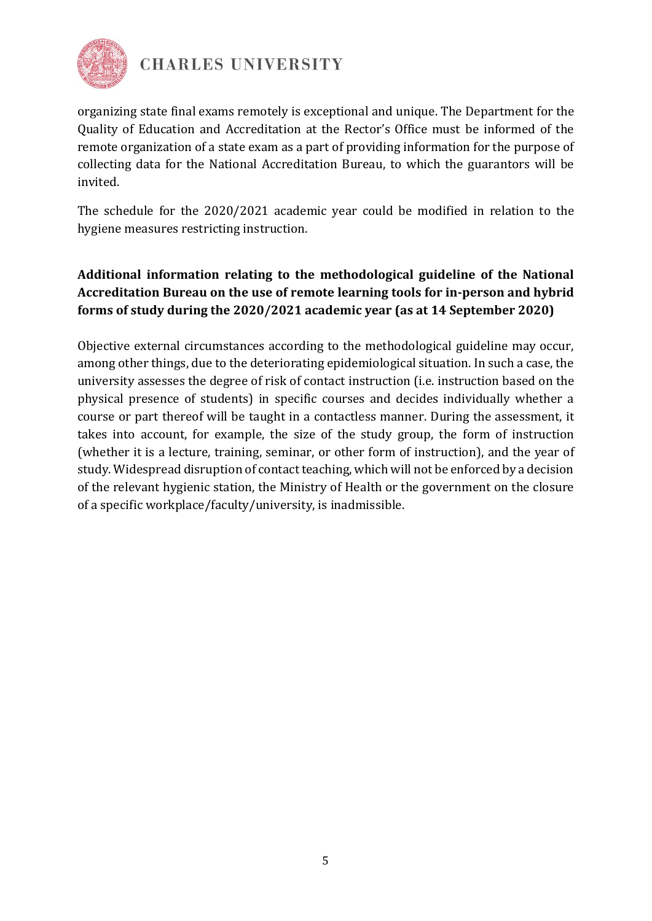organizing state final exams remotely is exceptional and unique. The Department for the Quality of Education and Accreditation at the Rector's Office must be informed of the remote organization of a state exam as a part of providing information for the purpose of collecting data for the National Accreditation Bureau, to which the guarantors will be invited.

The schedule for the 2020/2021 academic year could be modified in relation to the hygiene measures restricting instruction.

**Additional information relating to the methodological guideline of the National Accreditation Bureau on the use of remote learning tools for in-person and hybrid forms of study during the 2020/2021 academic year (as at 14 September 2020)**

Objective external circumstances according to the methodological guideline may occur, among other things, due to the deteriorating epidemiological situation. In such a case, the university assesses the degree of risk of contact instruction (i.e. instruction based on the physical presence of students) in specific courses and decides individually whether a course or part thereof will be taught in a contactless manner. During the assessment, it takes into account, for example, the size of the study group, the form of instruction (whether it is a lecture, training, seminar, or other form of instruction), and the year of study. Widespread disruption of contact teaching, which will not be enforced by a decision of the relevant hygienic station, the Ministry of Health or the government on the closure of a specific workplace/faculty/university, is inadmissible.